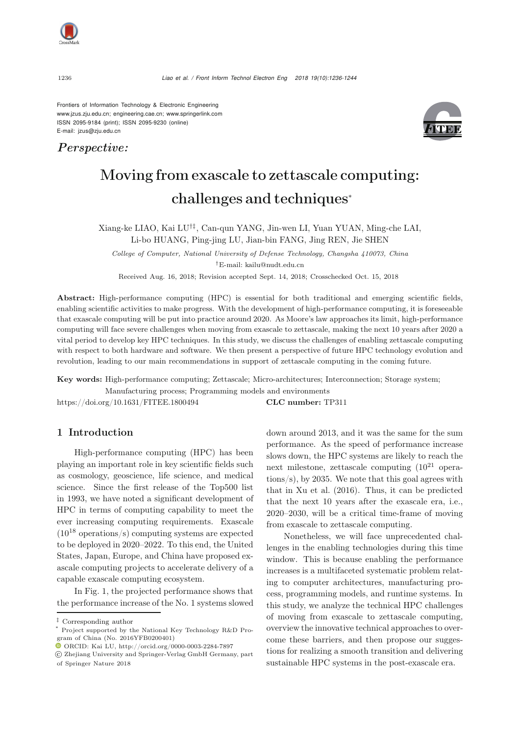Frontiers of Information Technology & Electronic Engineering
www.jzus.zju.edu.cn; engineering.cae.cn; www.springerlink.com
ISSN 2095-9184 (print); ISSN 2095-9230 (online)
E-mail: jzus@zju.edu.cn

*Perspective:*

# Moving from exascale to zettascale computing: challenges and techniques*

Xiang-ke LIAO, Kai LU[†‡], Can-qun YANG, Jin-wen LI, Yuan YUAN, Ming-che LAI, Li-bo HUANG, Ping-jing LU, Jian-bin FANG, Jing REN, Jie SHEN

*College of Computer, National University of Defense Technology, Changsha 410073, China*

[†]E-mail: kailu@nudt.edu.cn

Received Aug. 16, 2018; Revision accepted Sept. 14, 2018; Crosschecked Oct. 15, 2018

**Abstract:** High-performance computing (HPC) is essential for both traditional and emerging scientific fields, enabling scientific activities to make progress. With the development of high-performance computing, it is foreseeable that exascale computing will be put into practice around 2020. As Moore's law approaches its limit, high-performance computing will face severe challenges when moving from exascale to zettascale, making the next 10 years after 2020 a vital period to develop key HPC techniques. In this study, we discuss the challenges of enabling zettascale computing with respect to both hardware and software. We then present a perspective of future HPC technology evolution and revolution, leading to our main recommendations in support of zettascale computing in the coming future.

**Key words:** High-performance computing; Zettascale; Micro-architectures; Interconnection; Storage system; Manufacturing process; Programming models and environments

https://doi.org/10.1631/FITEE.1800494 **CLC number:** TP311

## 1 Introduction

High-performance computing (HPC) has been playing an important role in key scientific fields such as cosmology, geoscience, life science, and medical science. Since the first release of the Top500 list in 1993, we have noted a significant development of HPC in terms of computing capability to meet the ever increasing computing requirements. Exascale ($10^{18}$ operations/s) computing systems are expected to be deployed in 2020–2022. To this end, the United States, Japan, Europe, and China have proposed exascale computing projects to accelerate delivery of a capable exascale computing ecosystem.

In Fig. 1, the projected performance shows that the performance increase of the No. 1 systems slowed down around 2013, and it was the same for the sum performance. As the speed of performance increase slows down, the HPC systems are likely to reach the next milestone, zettascale computing ($10^{21}$ operations/s), by 2035. We note that this goal agrees with that in Xu et al. (2016). Thus, it can be predicted that the next 10 years after the exascale era, i.e., 2020–2030, will be a critical time-frame of moving from exascale to zettascale computing.

Nonetheless, we will face unprecedented challenges in the enabling technologies during this time window. This is because enabling the performance increases is a multifaceted systematic problem relating to computer architectures, manufacturing process, programming models, and runtime systems. In this study, we analyze the technical HPC challenges of moving from exascale to zettascale computing, overview the innovative technical approaches to overcome these barriers, and then propose our suggestions for realizing a smooth transition and delivering sustainable HPC systems in the post-exascale era.

‡ Corresponding author
\* Project supported by the National Key Technology R&D Program of China (No. 2016YFB0200401)
ORCID: Kai LU, http://orcid.org/0000-0003-2284-7897
© Zhejiang University and Springer-Verlag GmbH Germany, part of Springer Nature 2018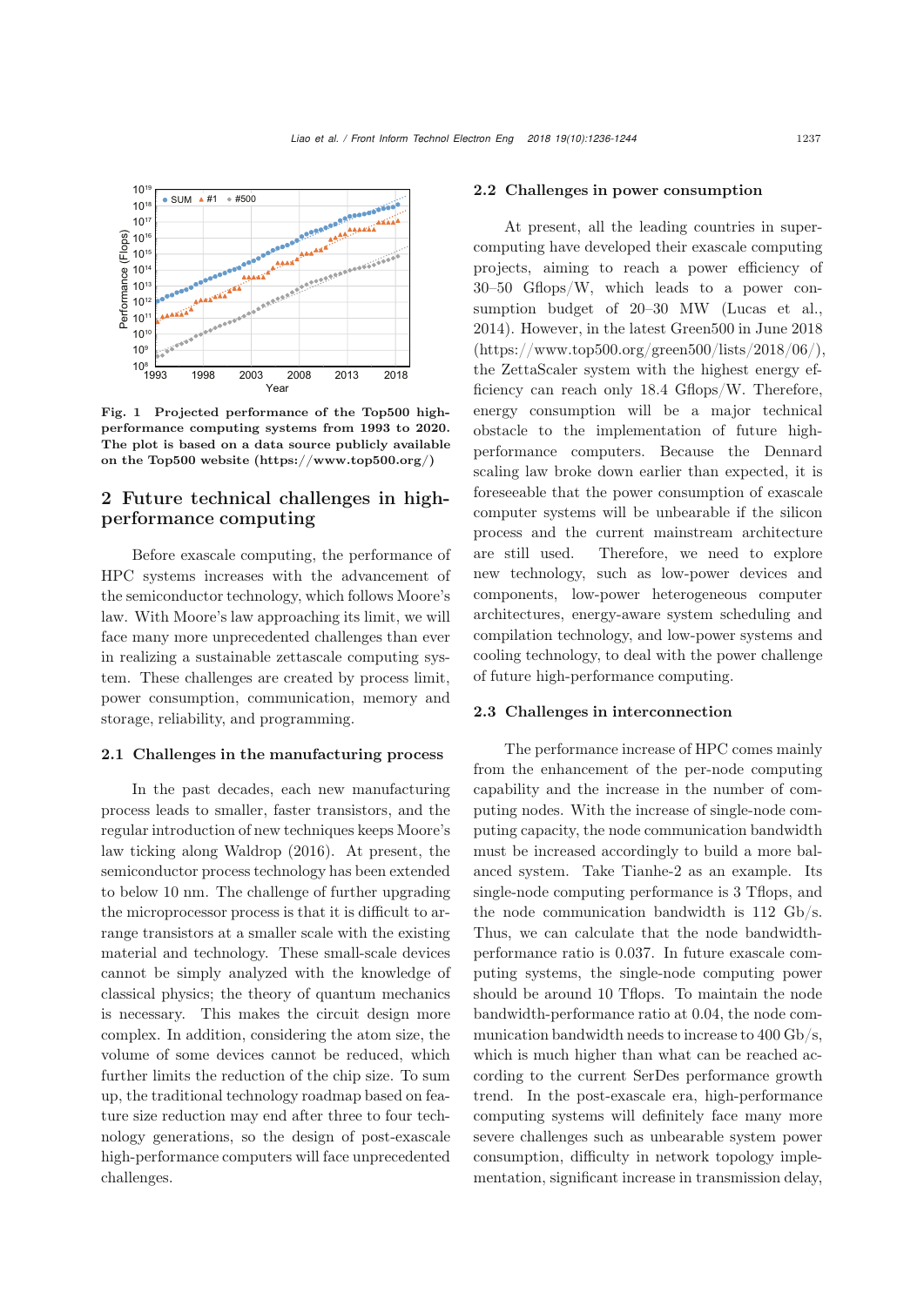Fig. 1 Projected performance of the Top500 high-performance computing systems from 1993 to 2020. The plot is based on a data source publicly available on the Top500 website (https://www.top500.org/)

## 2 Future technical challenges in high-performance computing

Before exascale computing, the performance of HPC systems increases with the advancement of the semiconductor technology, which follows Moore's law. With Moore's law approaching its limit, we will face many more unprecedented challenges than ever in realizing a sustainable zettascale computing system. These challenges are created by process limit, power consumption, communication, memory and storage, reliability, and programming.

### 2.1 Challenges in the manufacturing process

In the past decades, each new manufacturing process leads to smaller, faster transistors, and the regular introduction of new techniques keeps Moore's law ticking along Waldrop (2016). At present, the semiconductor process technology has been extended to below 10 nm. The challenge of further upgrading the microprocessor process is that it is difficult to arrange transistors at a smaller scale with the existing material and technology. These small-scale devices cannot be simply analyzed with the knowledge of classical physics; the theory of quantum mechanics is necessary. This makes the circuit design more complex. In addition, considering the atom size, the volume of some devices cannot be reduced, which further limits the reduction of the chip size. To sum up, the traditional technology roadmap based on feature size reduction may end after three to four technology generations, so the design of post-exascale high-performance computers will face unprecedented challenges.

### 2.2 Challenges in power consumption

At present, all the leading countries in supercomputing have developed their exascale computing projects, aiming to reach a power efficiency of 30–50 Gflops/W, which leads to a power consumption budget of 20–30 MW (Lucas et al., 2014). However, in the latest Green500 in June 2018 (https://www.top500.org/green500/lists/2018/06/), the ZettaScaler system with the highest energy efficiency can reach only 18.4 Gflops/W. Therefore, energy consumption will be a major technical obstacle to the implementation of future high-performance computers. Because the Dennard scaling law broke down earlier than expected, it is foreseeable that the power consumption of exascale computer systems will be unbearable if the silicon process and the current mainstream architecture are still used. Therefore, we need to explore new technology, such as low-power devices and components, low-power heterogeneous computer architectures, energy-aware system scheduling and compilation technology, and low-power systems and cooling technology, to deal with the power challenge of future high-performance computing.

### 2.3 Challenges in interconnection

The performance increase of HPC comes mainly from the enhancement of the per-node computing capability and the increase in the number of computing nodes. With the increase of single-node computing capacity, the node communication bandwidth must be increased accordingly to build a more balanced system. Take Tianhe-2 as an example. Its single-node computing performance is 3 Tflops, and the node communication bandwidth is 112 Gb/s. Thus, we can calculate that the node bandwidth-performance ratio is 0.037. In future exascale computing systems, the single-node computing power should be around 10 Tflops. To maintain the node bandwidth-performance ratio at 0.04, the node communication bandwidth needs to increase to 400 Gb/s, which is much higher than what can be reached according to the current SerDes performance growth trend. In the post-exascale era, high-performance computing systems will definitely face many more severe challenges such as unbearable system power consumption, difficulty in network topology implementation, significant increase in transmission delay,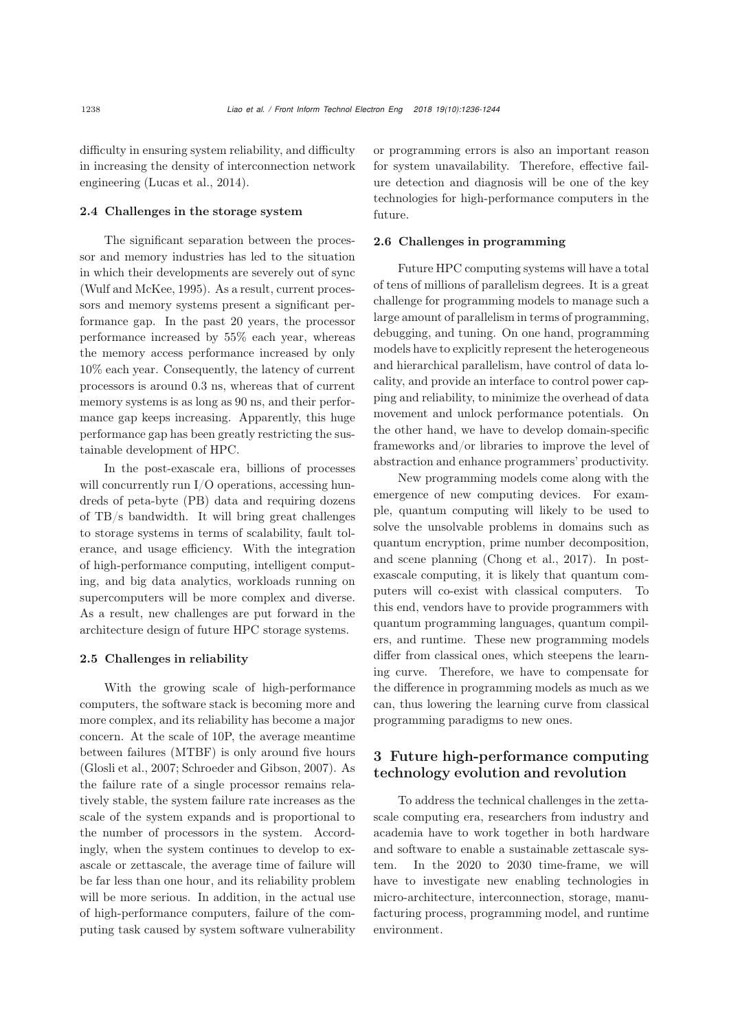difficulty in ensuring system reliability, and difficulty in increasing the density of interconnection network engineering (Lucas et al., 2014).

### 2.4 Challenges in the storage system

The significant separation between the processor and memory industries has led to the situation in which their developments are severely out of sync (Wulf and McKee, 1995). As a result, current processors and memory systems present a significant performance gap. In the past 20 years, the processor performance increased by 55% each year, whereas the memory access performance increased by only 10% each year. Consequently, the latency of current processors is around 0.3 ns, whereas that of current memory systems is as long as 90 ns, and their performance gap keeps increasing. Apparently, this huge performance gap has been greatly restricting the sustainable development of HPC.

In the post-exascale era, billions of processes will concurrently run I/O operations, accessing hundreds of peta-byte (PB) data and requiring dozens of TB/s bandwidth. It will bring great challenges to storage systems in terms of scalability, fault tolerance, and usage efficiency. With the integration of high-performance computing, intelligent computing, and big data analytics, workloads running on supercomputers will be more complex and diverse. As a result, new challenges are put forward in the architecture design of future HPC storage systems.

### 2.5 Challenges in reliability

With the growing scale of high-performance computers, the software stack is becoming more and more complex, and its reliability has become a major concern. At the scale of 10P, the average meantime between failures (MTBF) is only around five hours (Glosli et al., 2007; Schroeder and Gibson, 2007). As the failure rate of a single processor remains relatively stable, the system failure rate increases as the scale of the system expands and is proportional to the number of processors in the system. Accordingly, when the system continues to develop to exascale or zettascale, the average time of failure will be far less than one hour, and its reliability problem will be more serious. In addition, in the actual use of high-performance computers, failure of the computing task caused by system software vulnerability or programming errors is also an important reason for system unavailability. Therefore, effective failure detection and diagnosis will be one of the key technologies for high-performance computers in the future.

### 2.6 Challenges in programming

Future HPC computing systems will have a total of tens of millions of parallelism degrees. It is a great challenge for programming models to manage such a large amount of parallelism in terms of programming, debugging, and tuning. On one hand, programming models have to explicitly represent the heterogeneous and hierarchical parallelism, have control of data locality, and provide an interface to control power capping and reliability, to minimize the overhead of data movement and unlock performance potentials. On the other hand, we have to develop domain-specific frameworks and/or libraries to improve the level of abstraction and enhance programmers' productivity.

New programming models come along with the emergence of new computing devices. For example, quantum computing will likely to be used to solve the unsolvable problems in domains such as quantum encryption, prime number decomposition, and scene planning (Chong et al., 2017). In post-exascale computing, it is likely that quantum computers will co-exist with classical computers. To this end, vendors have to provide programmers with quantum programming languages, quantum compilers, and runtime. These new programming models differ from classical ones, which steepens the learning curve. Therefore, we have to compensate for the difference in programming models as much as we can, thus lowering the learning curve from classical programming paradigms to new ones.

## 3 Future high-performance computing technology evolution and revolution

To address the technical challenges in the zettascale computing era, researchers from industry and academia have to work together in both hardware and software to enable a sustainable zettascale system. In the 2020 to 2030 time-frame, we will have to investigate new enabling technologies in micro-architecture, interconnection, storage, manufacturing process, programming model, and runtime environment.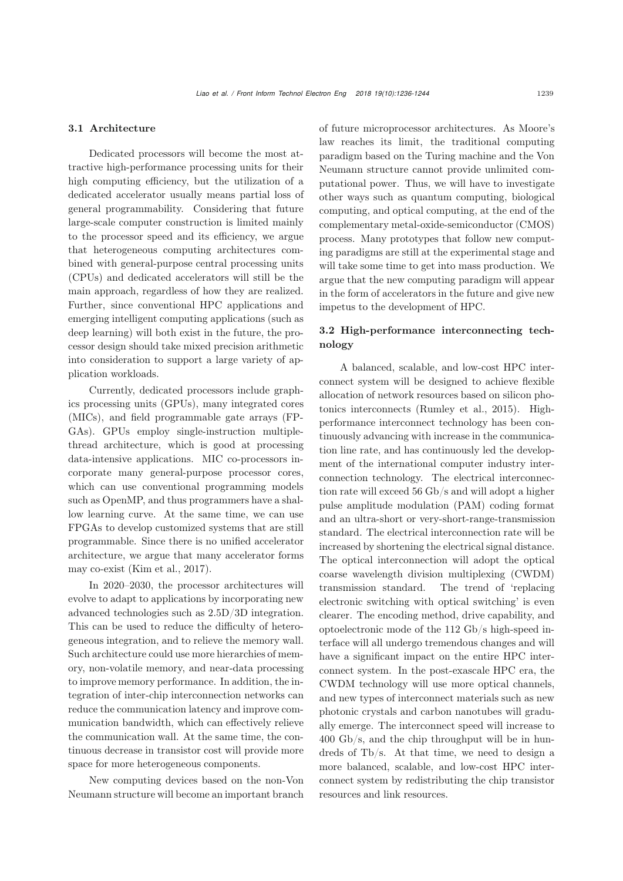### 3.1 Architecture

Dedicated processors will become the most attractive high-performance processing units for their high computing efficiency, but the utilization of a dedicated accelerator usually means partial loss of general programmability. Considering that future large-scale computer construction is limited mainly to the processor speed and its efficiency, we argue that heterogeneous computing architectures combined with general-purpose central processing units (CPUs) and dedicated accelerators will still be the main approach, regardless of how they are realized. Further, since conventional HPC applications and emerging intelligent computing applications (such as deep learning) will both exist in the future, the processor design should take mixed precision arithmetic into consideration to support a large variety of application workloads.

Currently, dedicated processors include graphics processing units (GPUs), many integrated cores (MICs), and field programmable gate arrays (FPGAs). GPUs employ single-instruction multiple-thread architecture, which is good at processing data-intensive applications. MIC co-processors incorporate many general-purpose processor cores, which can use conventional programming models such as OpenMP, and thus programmers have a shallow learning curve. At the same time, we can use FPGAs to develop customized systems that are still programmable. Since there is no unified accelerator architecture, we argue that many accelerator forms may co-exist (Kim et al., 2017).

In 2020–2030, the processor architectures will evolve to adapt to applications by incorporating new advanced technologies such as 2.5D/3D integration. This can be used to reduce the difficulty of heterogeneous integration, and to relieve the memory wall. Such architecture could use more hierarchies of memory, non-volatile memory, and near-data processing to improve memory performance. In addition, the integration of inter-chip interconnection networks can reduce the communication latency and improve communication bandwidth, which can effectively relieve the communication wall. At the same time, the continuous decrease in transistor cost will provide more space for more heterogeneous components.

New computing devices based on the non-Von Neumann structure will become an important branch of future microprocessor architectures. As Moore's law reaches its limit, the traditional computing paradigm based on the Turing machine and the Von Neumann structure cannot provide unlimited computational power. Thus, we will have to investigate other ways such as quantum computing, biological computing, and optical computing, at the end of the complementary metal-oxide-semiconductor (CMOS) process. Many prototypes that follow new computing paradigms are still at the experimental stage and will take some time to get into mass production. We argue that the new computing paradigm will appear in the form of accelerators in the future and give new impetus to the development of HPC.

### 3.2 High-performance interconnecting technology

A balanced, scalable, and low-cost HPC interconnect system will be designed to achieve flexible allocation of network resources based on silicon photonics interconnects (Rumley et al., 2015). High-performance interconnect technology has been continuously advancing with increase in the communication line rate, and has continuously led the development of the international computer industry interconnection technology. The electrical interconnection rate will exceed 56 Gb/s and will adopt a higher pulse amplitude modulation (PAM) coding format and an ultra-short or very-short-range-transmission standard. The electrical interconnection rate will be increased by shortening the electrical signal distance. The optical interconnection will adopt the optical coarse wavelength division multiplexing (CWDM) transmission standard. The trend of 'replacing electronic switching with optical switching' is even clearer. The encoding method, drive capability, and optoelectronic mode of the 112 Gb/s high-speed interface will all undergo tremendous changes and will have a significant impact on the entire HPC interconnect system. In the post-exascale HPC era, the CWDM technology will use more optical channels, and new types of interconnect materials such as new photonic crystals and carbon nanotubes will gradually emerge. The interconnect speed will increase to 400 Gb/s, and the chip throughput will be in hundreds of Tb/s. At that time, we need to design a more balanced, scalable, and low-cost HPC interconnect system by redistributing the chip transistor resources and link resources.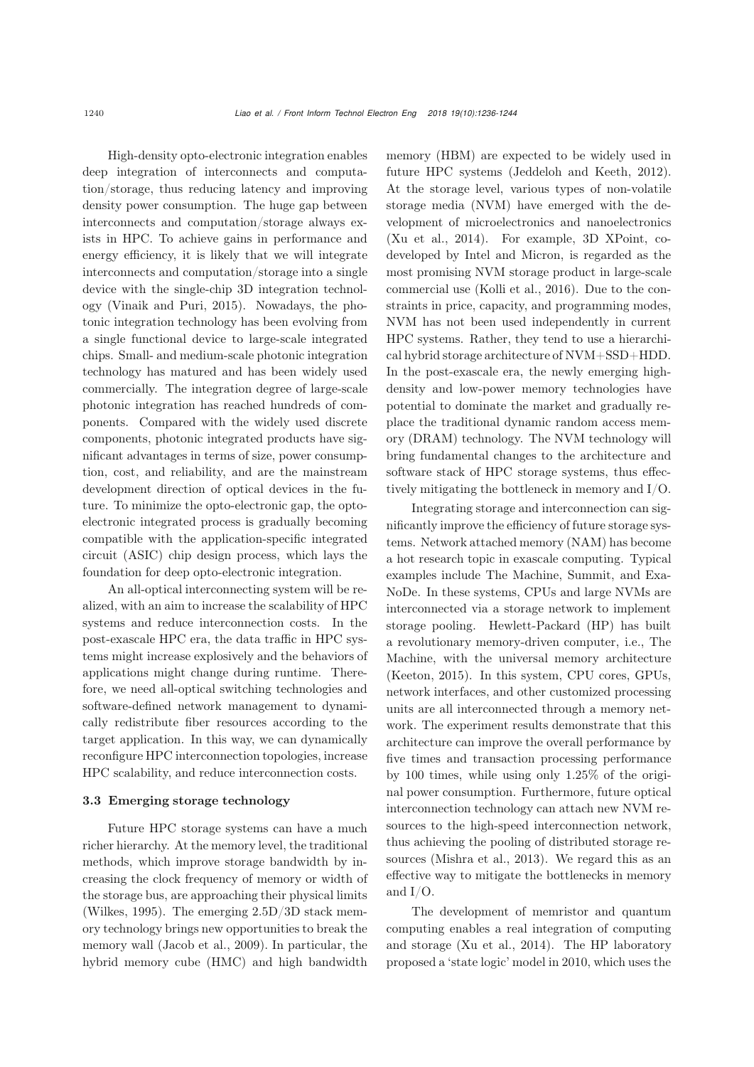High-density opto-electronic integration enables deep integration of interconnects and computation/storage, thus reducing latency and improving density power consumption. The huge gap between interconnects and computation/storage always exists in HPC. To achieve gains in performance and energy efficiency, it is likely that we will integrate interconnects and computation/storage into a single device with the single-chip 3D integration technology (Vinaik and Puri, 2015). Nowadays, the photonic integration technology has been evolving from a single functional device to large-scale integrated chips. Small- and medium-scale photonic integration technology has matured and has been widely used commercially. The integration degree of large-scale photonic integration has reached hundreds of components. Compared with the widely used discrete components, photonic integrated products have significant advantages in terms of size, power consumption, cost, and reliability, and are the mainstream development direction of optical devices in the future. To minimize the opto-electronic gap, the opto-electronic integrated process is gradually becoming compatible with the application-specific integrated circuit (ASIC) chip design process, which lays the foundation for deep opto-electronic integration.

An all-optical interconnecting system will be realized, with an aim to increase the scalability of HPC systems and reduce interconnection costs. In the post-exascale HPC era, the data traffic in HPC systems might increase explosively and the behaviors of applications might change during runtime. Therefore, we need all-optical switching technologies and software-defined network management to dynamically redistribute fiber resources according to the target application. In this way, we can dynamically reconfigure HPC interconnection topologies, increase HPC scalability, and reduce interconnection costs.

### 3.3 Emerging storage technology

Future HPC storage systems can have a much richer hierarchy. At the memory level, the traditional methods, which improve storage bandwidth by increasing the clock frequency of memory or width of the storage bus, are approaching their physical limits (Wilkes, 1995). The emerging 2.5D/3D stack memory technology brings new opportunities to break the memory wall (Jacob et al., 2009). In particular, the hybrid memory cube (HMC) and high bandwidth memory (HBM) are expected to be widely used in future HPC systems (Jeddeloh and Keeth, 2012). At the storage level, various types of non-volatile storage media (NVM) have emerged with the development of microelectronics and nanoelectronics (Xu et al., 2014). For example, 3D XPoint, co-developed by Intel and Micron, is regarded as the most promising NVM storage product in large-scale commercial use (Kolli et al., 2016). Due to the constraints in price, capacity, and programming modes, NVM has not been used independently in current HPC systems. Rather, they tend to use a hierarchical hybrid storage architecture of NVM+SSD+HDD. In the post-exascale era, the newly emerging high-density and low-power memory technologies have potential to dominate the market and gradually replace the traditional dynamic random access memory (DRAM) technology. The NVM technology will bring fundamental changes to the architecture and software stack of HPC storage systems, thus effectively mitigating the bottleneck in memory and I/O.

Integrating storage and interconnection can significantly improve the efficiency of future storage systems. Network attached memory (NAM) has become a hot research topic in exascale computing. Typical examples include The Machine, Summit, and ExaNoDe. In these systems, CPUs and large NVMs are interconnected via a storage network to implement storage pooling. Hewlett-Packard (HP) has built a revolutionary memory-driven computer, i.e., The Machine, with the universal memory architecture (Keeton, 2015). In this system, CPU cores, GPUs, network interfaces, and other customized processing units are all interconnected through a memory network. The experiment results demonstrate that this architecture can improve the overall performance by five times and transaction processing performance by 100 times, while using only 1.25% of the original power consumption. Furthermore, future optical interconnection technology can attach new NVM resources to the high-speed interconnection network, thus achieving the pooling of distributed storage resources (Mishra et al., 2013). We regard this as an effective way to mitigate the bottlenecks in memory and I/O.

The development of memristor and quantum computing enables a real integration of computing and storage (Xu et al., 2014). The HP laboratory proposed a 'state logic' model in 2010, which uses the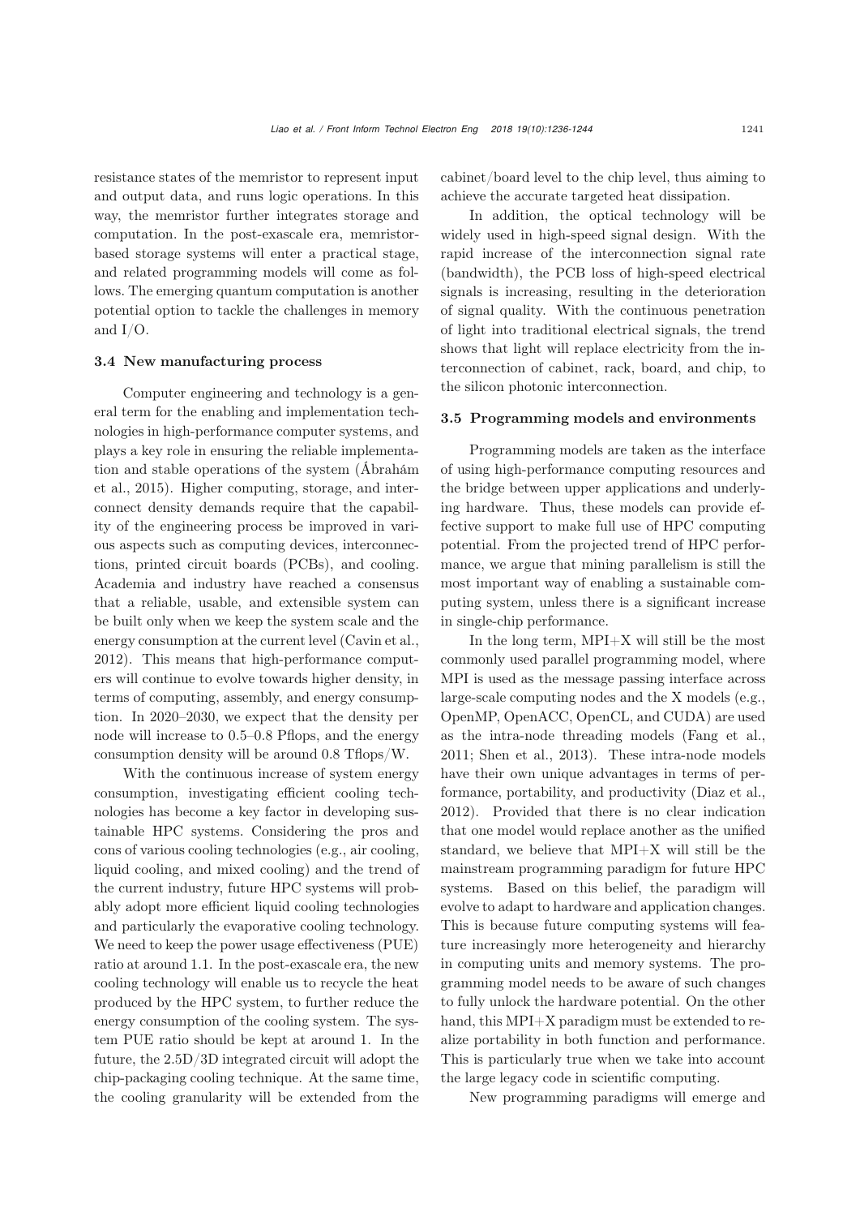resistance states of the memristor to represent input and output data, and runs logic operations. In this way, the memristor further integrates storage and computation. In the post-exascale era, memristor-based storage systems will enter a practical stage, and related programming models will come as follows. The emerging quantum computation is another potential option to tackle the challenges in memory and I/O.

### 3.4 New manufacturing process

Computer engineering and technology is a general term for the enabling and implementation technologies in high-performance computer systems, and plays a key role in ensuring the reliable implementation and stable operations of the system (Ábrahám et al., 2015). Higher computing, storage, and interconnect density demands require that the capability of the engineering process be improved in various aspects such as computing devices, interconnections, printed circuit boards (PCBs), and cooling. Academia and industry have reached a consensus that a reliable, usable, and extensible system can be built only when we keep the system scale and the energy consumption at the current level (Cavin et al., 2012). This means that high-performance computers will continue to evolve towards higher density, in terms of computing, assembly, and energy consumption. In 2020–2030, we expect that the density per node will increase to 0.5–0.8 Pflops, and the energy consumption density will be around 0.8 Tflops/W.

With the continuous increase of system energy consumption, investigating efficient cooling technologies has become a key factor in developing sustainable HPC systems. Considering the pros and cons of various cooling technologies (e.g., air cooling, liquid cooling, and mixed cooling) and the trend of the current industry, future HPC systems will probably adopt more efficient liquid cooling technologies and particularly the evaporative cooling technology. We need to keep the power usage effectiveness (PUE) ratio at around 1.1. In the post-exascale era, the new cooling technology will enable us to recycle the heat produced by the HPC system, to further reduce the energy consumption of the cooling system. The system PUE ratio should be kept at around 1. In the future, the 2.5D/3D integrated circuit will adopt the chip-packaging cooling technique. At the same time, the cooling granularity will be extended from the cabinet/board level to the chip level, thus aiming to achieve the accurate targeted heat dissipation.

In addition, the optical technology will be widely used in high-speed signal design. With the rapid increase of the interconnection signal rate (bandwidth), the PCB loss of high-speed electrical signals is increasing, resulting in the deterioration of signal quality. With the continuous penetration of light into traditional electrical signals, the trend shows that light will replace electricity from the interconnection of cabinet, rack, board, and chip, to the silicon photonic interconnection.

### 3.5 Programming models and environments

Programming models are taken as the interface of using high-performance computing resources and the bridge between upper applications and underlying hardware. Thus, these models can provide effective support to make full use of HPC computing potential. From the projected trend of HPC performance, we argue that mining parallelism is still the most important way of enabling a sustainable computing system, unless there is a significant increase in single-chip performance.

In the long term, MPI+X will still be the most commonly used parallel programming model, where MPI is used as the message passing interface across large-scale computing nodes and the X models (e.g., OpenMP, OpenACC, OpenCL, and CUDA) are used as the intra-node threading models (Fang et al., 2011; Shen et al., 2013). These intra-node models have their own unique advantages in terms of performance, portability, and productivity (Diaz et al., 2012). Provided that there is no clear indication that one model would replace another as the unified standard, we believe that MPI+X will still be the mainstream programming paradigm for future HPC systems. Based on this belief, the paradigm will evolve to adapt to hardware and application changes. This is because future computing systems will feature increasingly more heterogeneity and hierarchy in computing units and memory systems. The programming model needs to be aware of such changes to fully unlock the hardware potential. On the other hand, this MPI+X paradigm must be extended to realize portability in both function and performance. This is particularly true when we take into account the large legacy code in scientific computing.

New programming paradigms will emerge and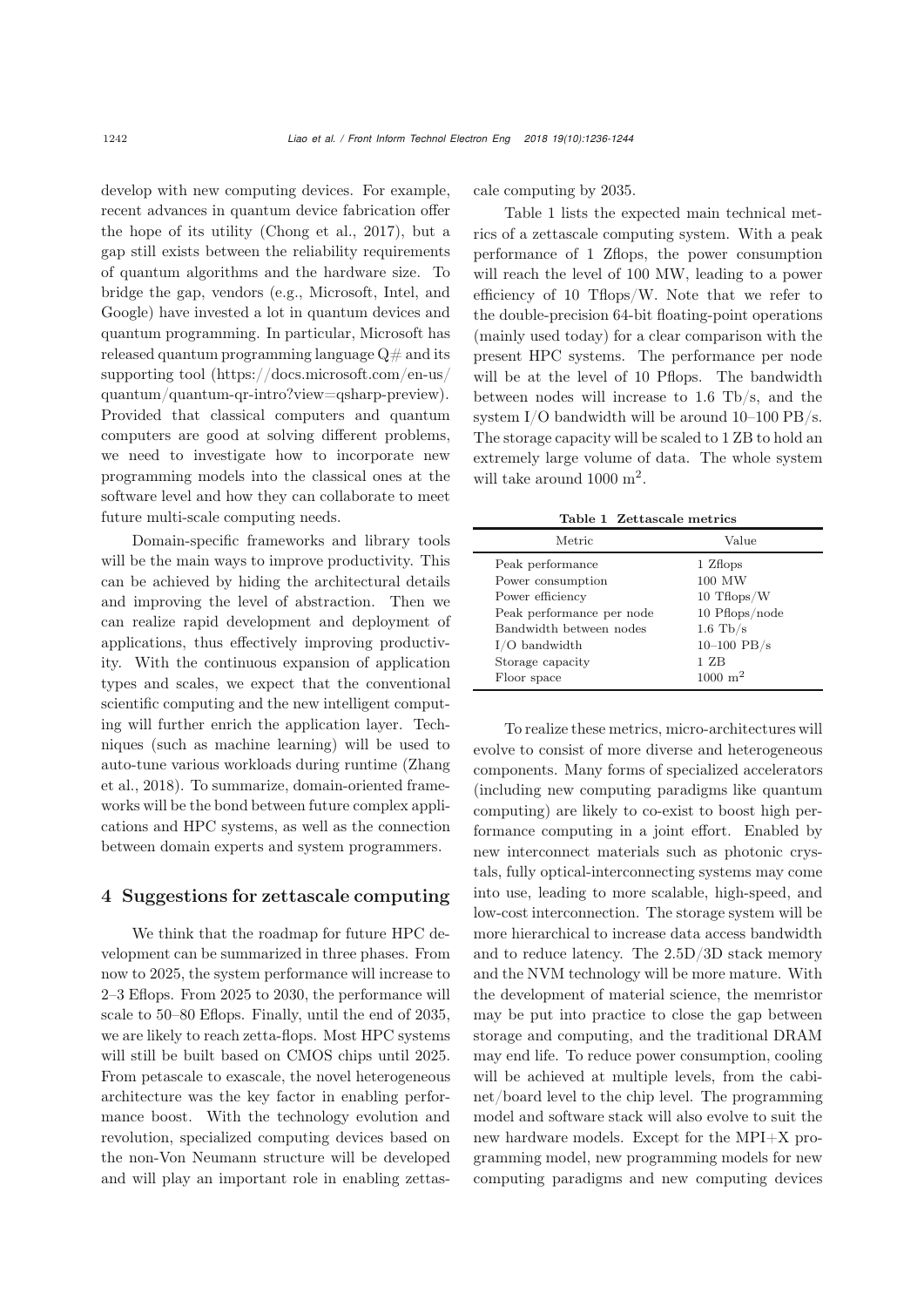develop with new computing devices. For example, recent advances in quantum device fabrication offer the hope of its utility (Chong et al., 2017), but a gap still exists between the reliability requirements of quantum algorithms and the hardware size. To bridge the gap, vendors (e.g., Microsoft, Intel, and Google) have invested a lot in quantum devices and quantum programming. In particular, Microsoft has released quantum programming language Q# and its supporting tool (https://docs.microsoft.com/en-us/quantum/quantum-qr-intro?view=qsharp-preview). Provided that classical computers and quantum computers are good at solving different problems, we need to investigate how to incorporate new programming models into the classical ones at the software level and how they can collaborate to meet future multi-scale computing needs.

Domain-specific frameworks and library tools will be the main ways to improve productivity. This can be achieved by hiding the architectural details and improving the level of abstraction. Then we can realize rapid development and deployment of applications, thus effectively improving productivity. With the continuous expansion of application types and scales, we expect that the conventional scientific computing and the new intelligent computing will further enrich the application layer. Techniques (such as machine learning) will be used to auto-tune various workloads during runtime (Zhang et al., 2018). To summarize, domain-oriented frameworks will be the bond between future complex applications and HPC systems, as well as the connection between domain experts and system programmers.

## 4 Suggestions for zettascale computing

We think that the roadmap for future HPC development can be summarized in three phases. From now to 2025, the system performance will increase to 2–3 Eflops. From 2025 to 2030, the performance will scale to 50–80 Eflops. Finally, until the end of 2035, we are likely to reach zetta-flops. Most HPC systems will still be built based on CMOS chips until 2025. From petascale to exascale, the novel heterogeneous architecture was the key factor in enabling performance boost. With the technology evolution and revolution, specialized computing devices based on the non-Von Neumann structure will be developed and will play an important role in enabling zettascale computing by 2035.

Table 1 lists the expected main technical metrics of a zettascale computing system. With a peak performance of 1 Zflops, the power consumption will reach the level of 100 MW, leading to a power efficiency of 10 Tflops/W. Note that we refer to the double-precision 64-bit floating-point operations (mainly used today) for a clear comparison with the present HPC systems. The performance per node will be at the level of 10 Pflops. The bandwidth between nodes will increase to 1.6 Tb/s, and the system I/O bandwidth will be around 10–100 PB/s. The storage capacity will be scaled to 1 ZB to hold an extremely large volume of data. The whole system will take around 1000 m$^2$.

**Table 1 Zettascale metrics**

| Metric | Value |
|---|---|
| Peak performance | 1 Zflops |
| Power consumption | 100 MW |
| Power efficiency | 10 Tflops/W |
| Peak performance per node | 10 Pflops/node |
| Bandwidth between nodes | 1.6 Tb/s |
| I/O bandwidth | 10–100 PB/s |
| Storage capacity | 1 ZB |
| Floor space | 1000 m$^2$ |

To realize these metrics, micro-architectures will evolve to consist of more diverse and heterogeneous components. Many forms of specialized accelerators (including new computing paradigms like quantum computing) are likely to co-exist to boost high performance computing in a joint effort. Enabled by new interconnect materials such as photonic crystals, fully optical-interconnecting systems may come into use, leading to more scalable, high-speed, and low-cost interconnection. The storage system will be more hierarchical to increase data access bandwidth and to reduce latency. The 2.5D/3D stack memory and the NVM technology will be more mature. With the development of material science, the memristor may be put into practice to close the gap between storage and computing, and the traditional DRAM may end life. To reduce power consumption, cooling will be achieved at multiple levels, from the cabinet/board level to the chip level. The programming model and software stack will also evolve to suit the new hardware models. Except for the MPI+X programming model, new programming models for new computing paradigms and new computing devices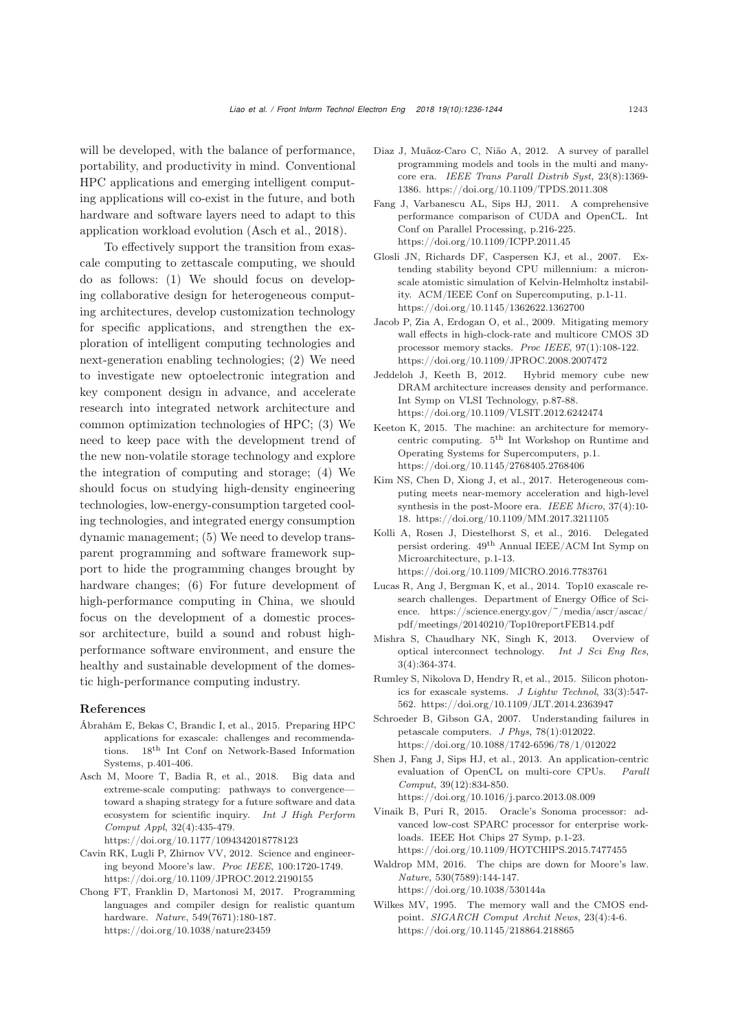will be developed, with the balance of performance, portability, and productivity in mind. Conventional HPC applications and emerging intelligent computing applications will co-exist in the future, and both hardware and software layers need to adapt to this application workload evolution (Asch et al., 2018).

To effectively support the transition from exascale computing to zettascale computing, we should do as follows: (1) We should focus on developing collaborative design for heterogeneous computing architectures, develop customization technology for specific applications, and strengthen the exploration of intelligent computing technologies and next-generation enabling technologies; (2) We need to investigate new optoelectronic integration and key component design in advance, and accelerate research into integrated network architecture and common optimization technologies of HPC; (3) We need to keep pace with the development trend of the new non-volatile storage technology and explore the integration of computing and storage; (4) We should focus on studying high-density engineering technologies, low-energy-consumption targeted cooling technologies, and integrated energy consumption dynamic management; (5) We need to develop transparent programming and software framework support to hide the programming changes brought by hardware changes; (6) For future development of high-performance computing in China, we should focus on the development of a domestic processor architecture, build a sound and robust high-performance software environment, and ensure the healthy and sustainable development of the domestic high-performance computing industry.

## References

Ábrahám E, Bekas C, Brandic I, et al., 2015. Preparing HPC applications for exascale: challenges and recommendations. 18th Int Conf on Network-Based Information Systems, p.401-406.

Asch M, Moore T, Badia R, et al., 2018. Big data and extreme-scale computing: pathways to convergence—toward a shaping strategy for a future software and data ecosystem for scientific inquiry. *Int J High Perform Comput Appl*, 32(4):435-479. https://doi.org/10.1177/1094342018778123

Cavin RK, Lugli P, Zhirnov VV, 2012. Science and engineering beyond Moore's law. *Proc IEEE*, 100:1720-1749. https://doi.org/10.1109/JPROC.2012.2190155

Chong FT, Franklin D, Martonosi M, 2017. Programming languages and compiler design for realistic quantum hardware. *Nature*, 549(7671):180-187. https://doi.org/10.1038/nature23459

Diaz J, Muñoz-Caro C, Niño A, 2012. A survey of parallel programming models and tools in the multi and many-core era. *IEEE Trans Parall Distrib Syst*, 23(8):1369-1386. https://doi.org/10.1109/TPDS.2011.308

Fang J, Varbanescu AL, Sips HJ, 2011. A comprehensive performance comparison of CUDA and OpenCL. Int Conf on Parallel Processing, p.216-225. https://doi.org/10.1109/ICPP.2011.45

Glosli JN, Richards DF, Caspersen KJ, et al., 2007. Extending stability beyond CPU millennium: a micron-scale atomistic simulation of Kelvin-Helmholtz instability. ACM/IEEE Conf on Supercomputing, p.1-11. https://doi.org/10.1145/1362622.1362700

Jacob P, Zia A, Erdogan O, et al., 2009. Mitigating memory wall effects in high-clock-rate and multicore CMOS 3D processor memory stacks. *Proc IEEE*, 97(1):108-122. https://doi.org/10.1109/JPROC.2008.2007472

Jeddeloh J, Keeth B, 2012. Hybrid memory cube new DRAM architecture increases density and performance. Int Symp on VLSI Technology, p.87-88. https://doi.org/10.1109/VLSIT.2012.6242474

Keeton K, 2015. The machine: an architecture for memory-centric computing. 5th Int Workshop on Runtime and Operating Systems for Supercomputers, p.1. https://doi.org/10.1145/2768405.2768406

Kim NS, Chen D, Xiong J, et al., 2017. Heterogeneous computing meets near-memory acceleration and high-level synthesis in the post-Moore era. *IEEE Micro*, 37(4):10-18. https://doi.org/10.1109/MM.2017.3211105

Kolli A, Rosen J, Diestelhorst S, et al., 2016. Delegated persist ordering. 49th Annual IEEE/ACM Int Symp on Microarchitecture, p.1-13. https://doi.org/10.1109/MICRO.2016.7783761

Lucas R, Ang J, Bergman K, et al., 2014. Top10 exascale research challenges. Department of Energy Office of Science. https://science.energy.gov/~/media/ascr/ascac/pdf/meetings/20140210/Top10reportFEB14.pdf

Mishra S, Chaudhary NK, Singh K, 2013. Overview of optical interconnect technology. *Int J Sci Eng Res*, 3(4):364-374.

Rumley S, Nikolova D, Hendry R, et al., 2015. Silicon photonics for exascale systems. *J Lightw Technol*, 33(3):547-562. https://doi.org/10.1109/JLT.2014.2363947

Schroeder B, Gibson GA, 2007. Understanding failures in petascale computers. *J Phys*, 78(1):012022. https://doi.org/10.1088/1742-6596/78/1/012022

Shen J, Fang J, Sips HJ, et al., 2013. An application-centric evaluation of OpenCL on multi-core CPUs. *Parall Comput*, 39(12):834-850. https://doi.org/10.1016/j.parco.2013.08.009

Vinaik B, Puri R, 2015. Oracle's Sonoma processor: advanced low-cost SPARC processor for enterprise workloads. IEEE Hot Chips 27 Symp, p.1-23. https://doi.org/10.1109/HOTCHIPS.2015.7477455

Waldrop MM, 2016. The chips are down for Moore's law. *Nature*, 530(7589):144-147. https://doi.org/10.1038/530144a

Wilkes MV, 1995. The memory wall and the CMOS end-point. *SIGARCH Comput Archit News*, 23(4):4-6. https://doi.org/10.1145/218864.218865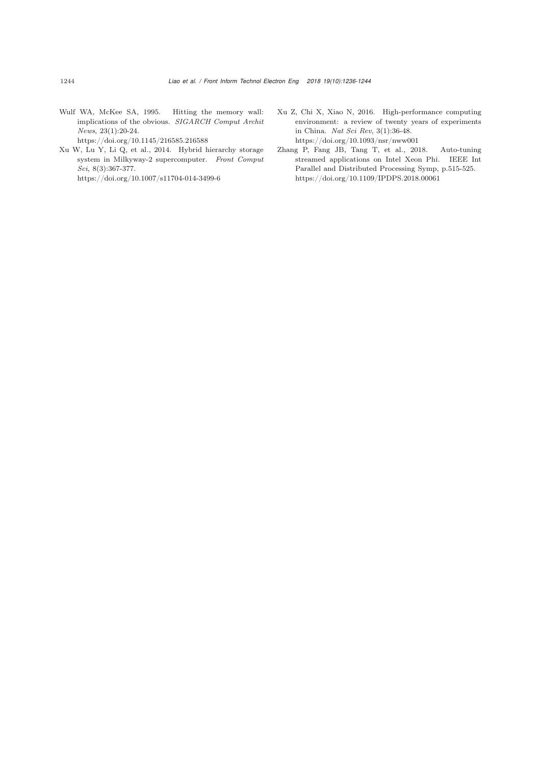Wulf WA, McKee SA, 1995. Hitting the memory wall: implications of the obvious. *SIGARCH Comput Archit News*, 23(1):20-24. https://doi.org/10.1145/216585.216588

Xu W, Lu Y, Li Q, et al., 2014. Hybrid hierarchy storage system in Milkyway-2 supercomputer. *Front Comput Sci*, 8(3):367-377. https://doi.org/10.1007/s11704-014-3499-6

Xu Z, Chi X, Xiao N, 2016. High-performance computing environment: a review of twenty years of experiments in China. *Nat Sci Rev*, 3(1):36-48. https://doi.org/10.1093/nsr/nww001

Zhang P, Fang JB, Tang T, et al., 2018. Auto-tuning streamed applications on Intel Xeon Phi. IEEE Int Parallel and Distributed Processing Symp, p.515-525. https://doi.org/10.1109/IPDPS.2018.00061